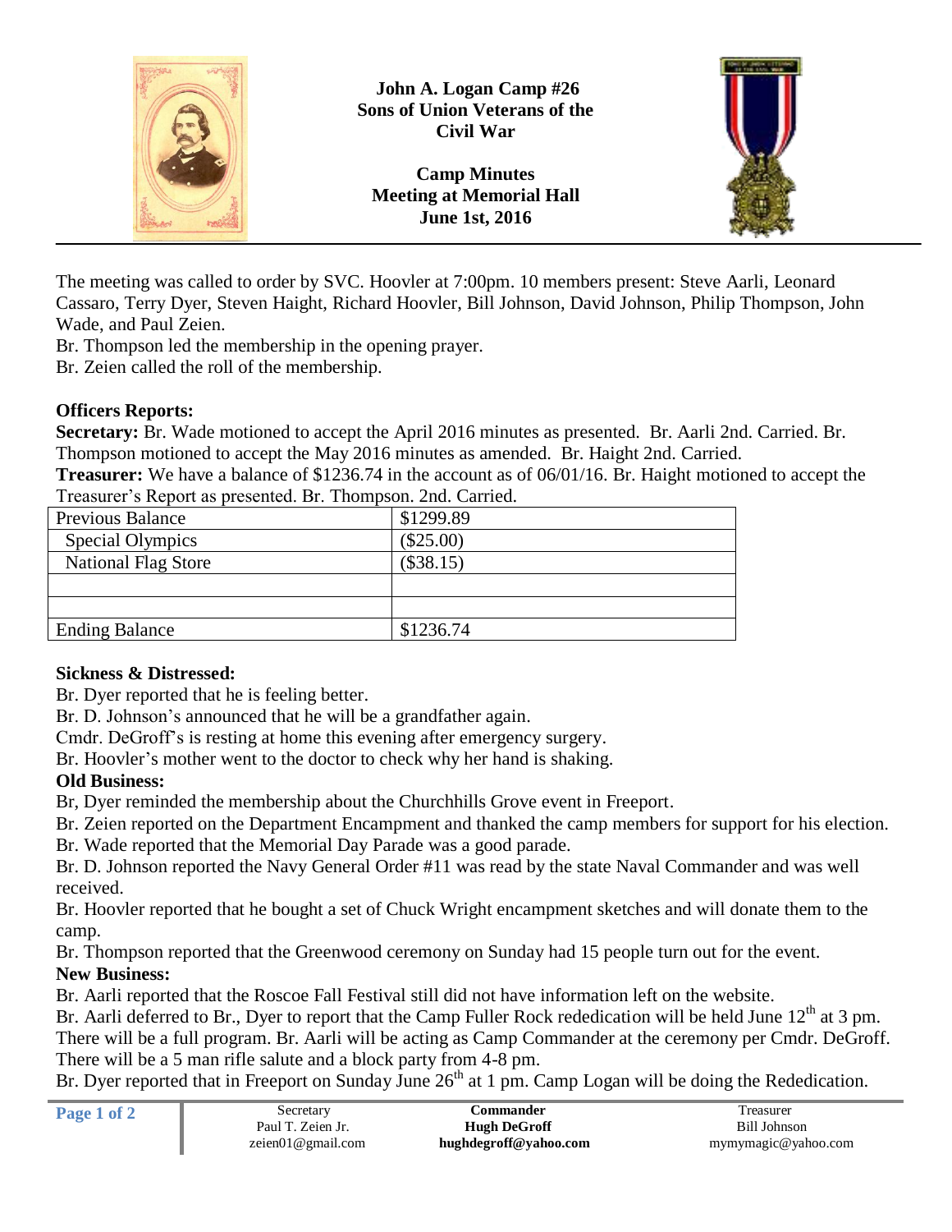**John A. Logan Camp #26**
**Sons of Union Veterans of the Civil War**

**Camp Minutes**
**Meeting at Memorial Hall**
**June 1st, 2016**

---

The meeting was called to order by SVC. Hoovler at 7:00pm. 10 members present: Steve Aarli, Leonard Cassaro, Terry Dyer, Steven Haight, Richard Hoovler, Bill Johnson, David Johnson, Philip Thompson, John Wade, and Paul Zeien.

Br. Thompson led the membership in the opening prayer.

Br. Zeien called the roll of the membership.

**Officers Reports:**

**Secretary:** Br. Wade motioned to accept the April 2016 minutes as presented. Br. Aarli 2nd. Carried. Br. Thompson motioned to accept the May 2016 minutes as amended. Br. Haight 2nd. Carried.

**Treasurer:** We have a balance of $1236.74 in the account as of 06/01/16. Br. Haight motioned to accept the Treasurer's Report as presented. Br. Thompson. 2nd. Carried.

| Previous Balance | $1299.89 |
|---|---|
| Special Olympics | ($25.00) |
| National Flag Store | ($38.15) |
| | |
| | |
| Ending Balance | $1236.74 |

**Sickness & Distressed:**

Br. Dyer reported that he is feeling better.

Br. D. Johnson's announced that he will be a grandfather again.

Cmdr. DeGroff's is resting at home this evening after emergency surgery.

Br. Hoovler's mother went to the doctor to check why her hand is shaking.

**Old Business:**

Br, Dyer reminded the membership about the Churchhills Grove event in Freeport.

Br. Zeien reported on the Department Encampment and thanked the camp members for support for his election.

Br. Wade reported that the Memorial Day Parade was a good parade.

Br. D. Johnson reported the Navy General Order #11 was read by the state Naval Commander and was well received.

Br. Hoovler reported that he bought a set of Chuck Wright encampment sketches and will donate them to the camp.

Br. Thompson reported that the Greenwood ceremony on Sunday had 15 people turn out for the event.

**New Business:**

Br. Aarli reported that the Roscoe Fall Festival still did not have information left on the website.

Br. Aarli deferred to Br., Dyer to report that the Camp Fuller Rock rededication will be held June 12th at 3 pm. There will be a full program. Br. Aarli will be acting as Camp Commander at the ceremony per Cmdr. DeGroff. There will be a 5 man rifle salute and a block party from 4-8 pm.

Br. Dyer reported that in Freeport on Sunday June 26th at 1 pm. Camp Logan will be doing the Rededication.

| Secretary | Commander | Treasurer |
|---|---|---|
| Paul T. Zeien Jr. | **Hugh DeGroff** | Bill Johnson |
| zeien01@gmail.com | **hughdegroff@yahoo.com** | mymymagic@yahoo.com |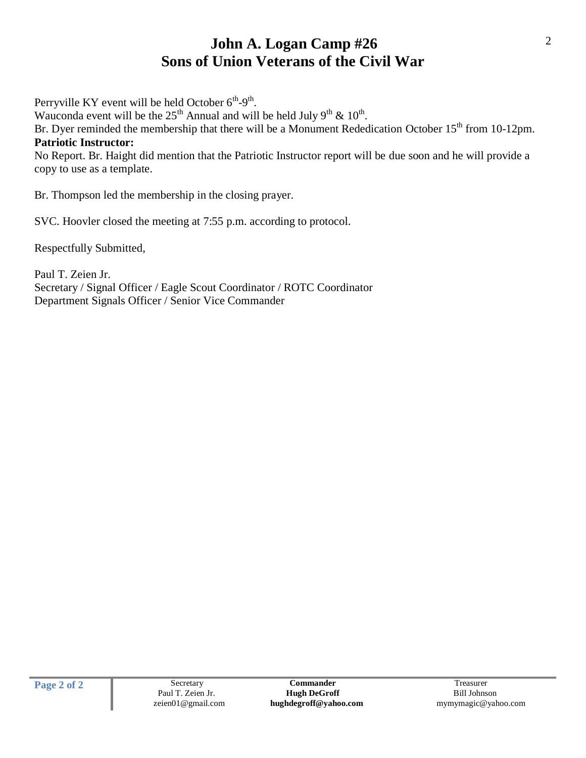Perryville KY event will be held October 6th-9th.
Wauconda event will be the 25th Annual and will be held July 9th & 10th.
Br. Dyer reminded the membership that there will be a Monument Rededication October 15th from 10-12pm.

**Patriotic Instructor:**

No Report. Br. Haight did mention that the Patriotic Instructor report will be due soon and he will provide a copy to use as a template.

Br. Thompson led the membership in the closing prayer.

SVC. Hoovler closed the meeting at 7:55 p.m. according to protocol.

Respectfully Submitted,

Paul T. Zeien Jr.
Secretary / Signal Officer / Eagle Scout Coordinator / ROTC Coordinator
Department Signals Officer / Senior Vice Commander